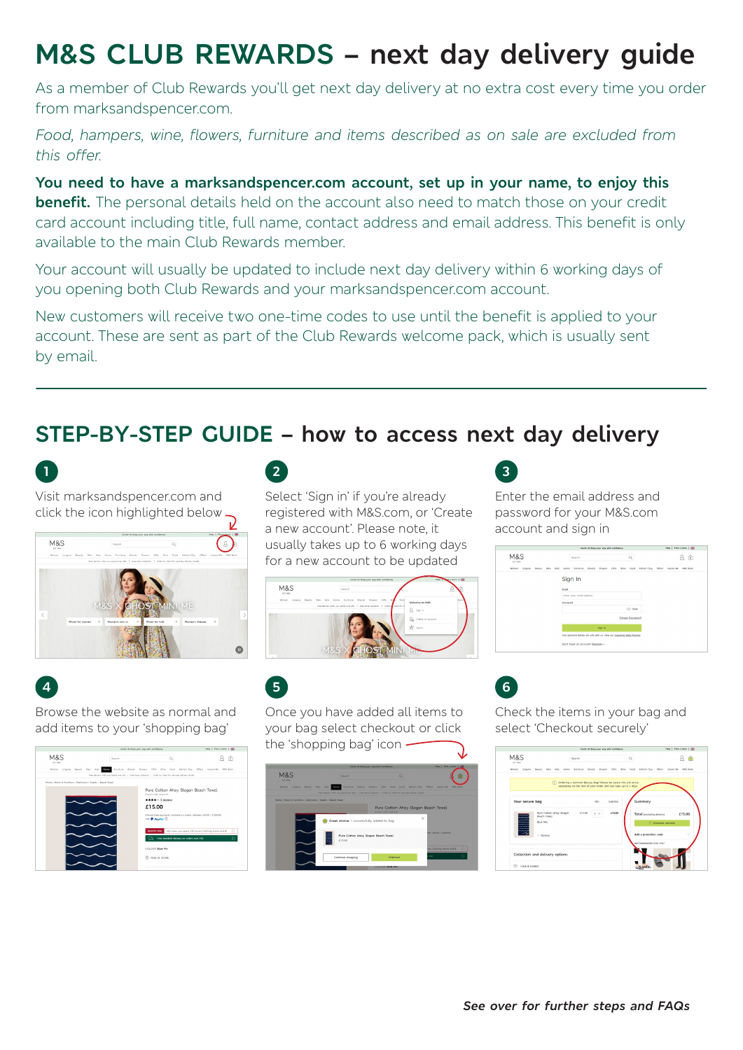# M&S CLUB REWARDS – next day delivery guide

As a member of Club Rewards you'll get next day delivery at no extra cost every time you order from marksandspencer.com.

*Food, hampers, wine, flowers, furniture and items described as on sale are excluded from this offer.*

**You need to have a marksandspencer.com account, set up in your name, to enjoy this benefit.** The personal details held on the account also need to match those on your credit card account including title, full name, contact address and email address. This benefit is only available to the main Club Rewards member.

Your account will usually be updated to include next day delivery within 6 working days of you opening both Club Rewards and your marksandspencer.com account.

New customers will receive two one-time codes to use until the benefit is applied to your account. These are sent as part of the Club Rewards welcome pack, which is usually sent by email.

---

## STEP-BY-STEP GUIDE – how to access next day delivery

**1**

Visit marksandspencer.com and click the icon highlighted below

**2**

Select 'Sign in' if you're already registered with M&S.com, or 'Create a new account'. Please note, it usually takes up to 6 working days for a new account to be updated

**3**

Enter the email address and password for your M&S.com account and sign in

**4**

Browse the website as normal and add items to your 'shopping bag'

**5**

Once you have added all items to your bag select checkout or click the 'shopping bag' icon

**6**

Check the items in your bag and select 'Checkout securely'

*See over for further steps and FAQs*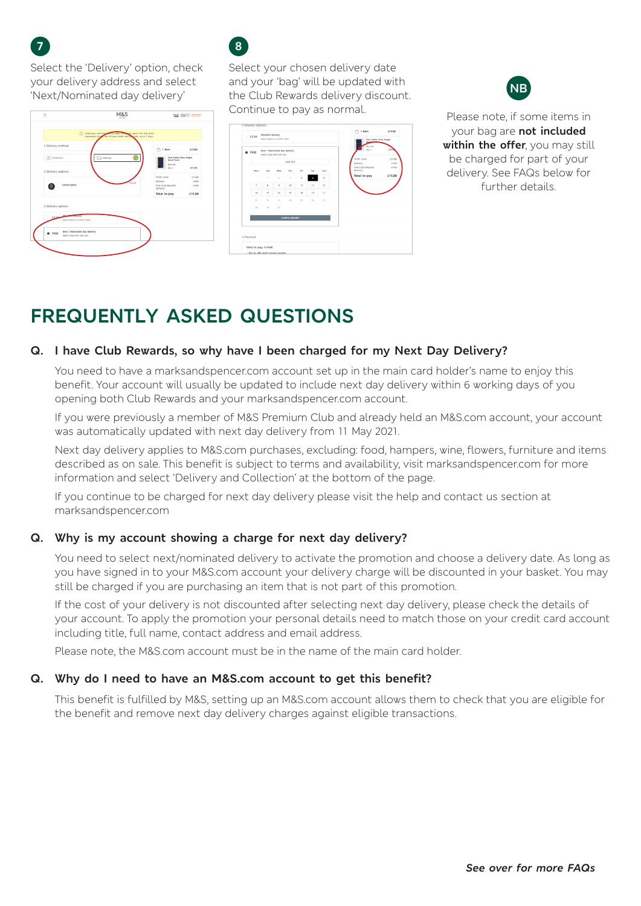**7**

Select the 'Delivery' option, check your delivery address and select 'Next/Nominated day delivery'

**8**

Select your chosen delivery date and your 'bag' will be updated with the Club Rewards delivery discount. Continue to pay as normal.

**NB**

Please note, if some items in your bag are **not included within the offer**, you may still be charged for part of your delivery. See FAQs below for further details.

# FREQUENTLY ASKED QUESTIONS

### Q. I have Club Rewards, so why have I been charged for my Next Day Delivery?

You need to have a marksandspencer.com account set up in the main card holder's name to enjoy this benefit. Your account will usually be updated to include next day delivery within 6 working days of you opening both Club Rewards and your marksandspencer.com account.

If you were previously a member of M&S Premium Club and already held an M&S.com account, your account was automatically updated with next day delivery from 11 May 2021.

Next day delivery applies to M&S.com purchases, excluding: food, hampers, wine, flowers, furniture and items described as on sale. This benefit is subject to terms and availability, visit marksandspencer.com for more information and select 'Delivery and Collection' at the bottom of the page.

If you continue to be charged for next day delivery please visit the help and contact us section at marksandspencer.com

### Q. Why is my account showing a charge for next day delivery?

You need to select next/nominated delivery to activate the promotion and choose a delivery date. As long as you have signed in to your M&S.com account your delivery charge will be discounted in your basket. You may still be charged if you are purchasing an item that is not part of this promotion.

If the cost of your delivery is not discounted after selecting next day delivery, please check the details of your account. To apply the promotion your personal details need to match those on your credit card account including title, full name, contact address and email address.

Please note, the M&S.com account must be in the name of the main card holder.

### Q. Why do I need to have an M&S.com account to get this benefit?

This benefit is fulfilled by M&S, setting up an M&S.com account allows them to check that you are eligible for the benefit and remove next day delivery charges against eligible transactions.

***See over for more FAQs***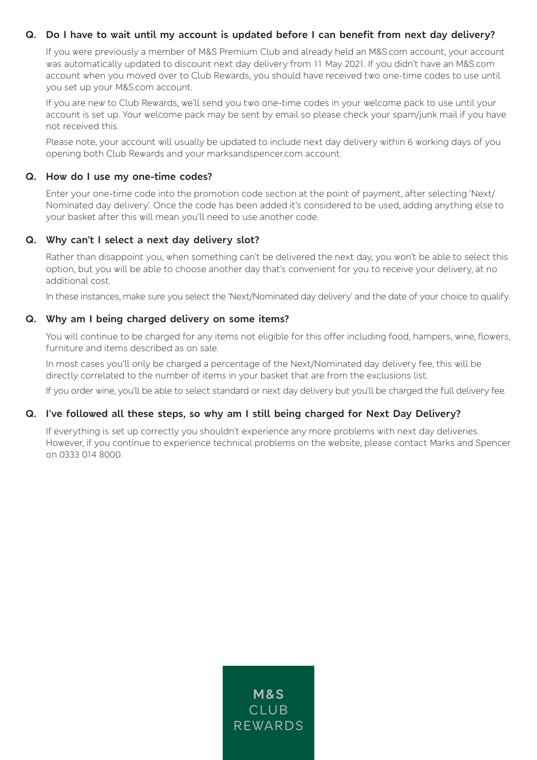**Q. Do I have to wait until my account is updated before I can benefit from next day delivery?**

If you were previously a member of M&S Premium Club and already held an M&S.com account, your account was automatically updated to discount next day delivery from 11 May 2021. If you didn't have an M&S.com account when you moved over to Club Rewards, you should have received two one-time codes to use until you set up your M&S.com account.

If you are new to Club Rewards, we'll send you two one-time codes in your welcome pack to use until your account is set up. Your welcome pack may be sent by email so please check your spam/junk mail if you have not received this.

Please note, your account will usually be updated to include next day delivery within 6 working days of you opening both Club Rewards and your marksandspencer.com account.

**Q. How do I use my one-time codes?**

Enter your one-time code into the promotion code section at the point of payment, after selecting 'Next/Nominated day delivery'. Once the code has been added it's considered to be used, adding anything else to your basket after this will mean you'll need to use another code.

**Q. Why can't I select a next day delivery slot?**

Rather than disappoint you, when something can't be delivered the next day, you won't be able to select this option, but you will be able to choose another day that's convenient for you to receive your delivery, at no additional cost.

In these instances, make sure you select the 'Next/Nominated day delivery' and the date of your choice to qualify.

**Q. Why am I being charged delivery on some items?**

You will continue to be charged for any items not eligible for this offer including food, hampers, wine, flowers, furniture and items described as on sale.

In most cases you'll only be charged a percentage of the Next/Nominated day delivery fee, this will be directly correlated to the number of items in your basket that are from the exclusions list.

If you order wine, you'll be able to select standard or next day delivery but you'll be charged the full delivery fee.

**Q. I've followed all these steps, so why am I still being charged for Next Day Delivery?**

If everything is set up correctly you shouldn't experience any more problems with next day deliveries. However, if you continue to experience technical problems on the website, please contact Marks and Spencer on 0333 014 8000.

M&S CLUB REWARDS